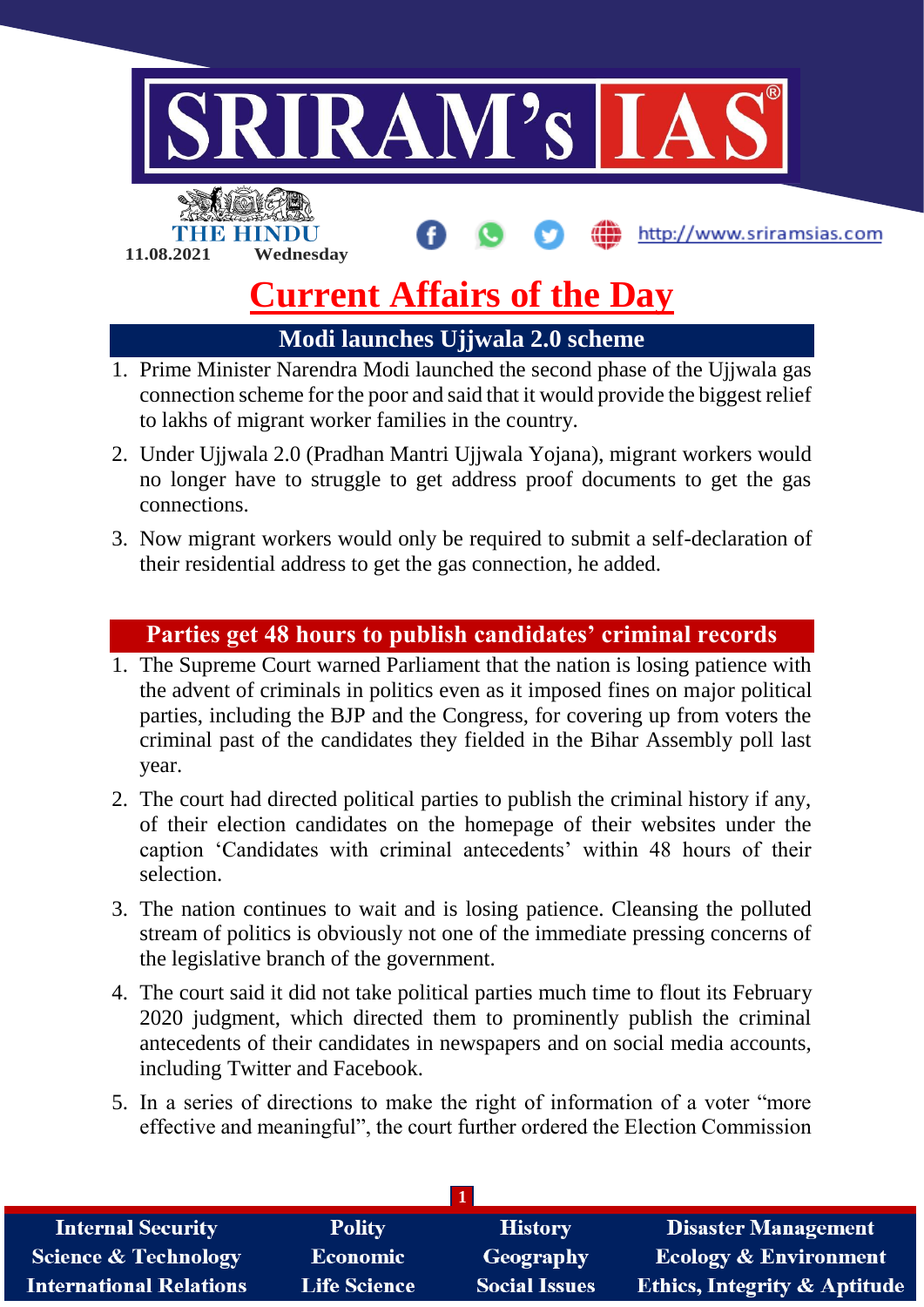11.08.2021 Wednesday

# Current Affairs of the Day

## Modi launches Ujjwala 2.0 scheme

1. Prime Minister Narendra Modi launched the second phase of the Ujjwala gas connection scheme for the poor and said that it would provide the biggest relief to lakhs of migrant worker families in the country.
2. Under Ujjwala 2.0 (Pradhan Mantri Ujjwala Yojana), migrant workers would no longer have to struggle to get address proof documents to get the gas connections.
3. Now migrant workers would only be required to submit a self-declaration of their residential address to get the gas connection, he added.

## Parties get 48 hours to publish candidates' criminal records

1. The Supreme Court warned Parliament that the nation is losing patience with the advent of criminals in politics even as it imposed fines on major political parties, including the BJP and the Congress, for covering up from voters the criminal past of the candidates they fielded in the Bihar Assembly poll last year.
2. The court had directed political parties to publish the criminal history if any, of their election candidates on the homepage of their websites under the caption 'Candidates with criminal antecedents' within 48 hours of their selection.
3. The nation continues to wait and is losing patience. Cleansing the polluted stream of politics is obviously not one of the immediate pressing concerns of the legislative branch of the government.
4. The court said it did not take political parties much time to flout its February 2020 judgment, which directed them to prominently publish the criminal antecedents of their candidates in newspapers and on social media accounts, including Twitter and Facebook.
5. In a series of directions to make the right of information of a voter "more effective and meaningful", the court further ordered the Election Commission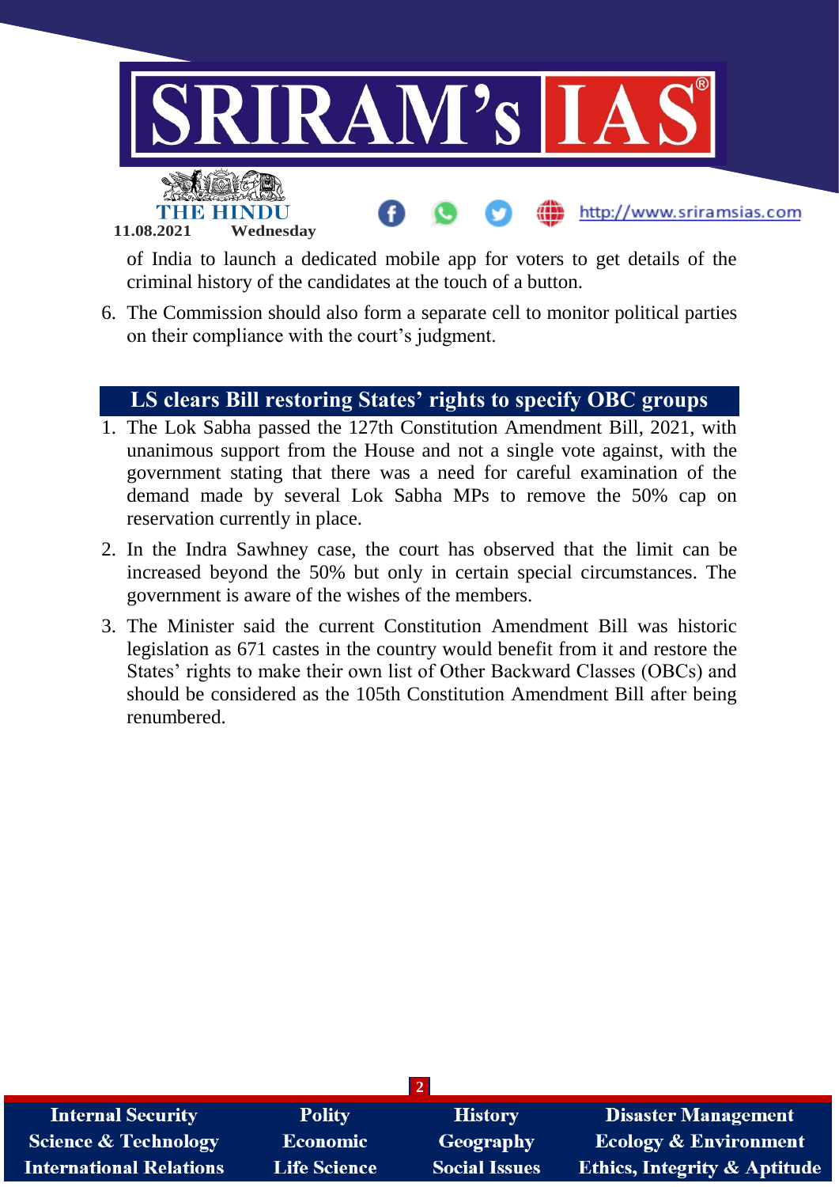of India to launch a dedicated mobile app for voters to get details of the criminal history of the candidates at the touch of a button.

6. The Commission should also form a separate cell to monitor political parties on their compliance with the court's judgment.

## LS clears Bill restoring States' rights to specify OBC groups

1. The Lok Sabha passed the 127th Constitution Amendment Bill, 2021, with unanimous support from the House and not a single vote against, with the government stating that there was a need for careful examination of the demand made by several Lok Sabha MPs to remove the 50% cap on reservation currently in place.
2. In the Indra Sawhney case, the court has observed that the limit can be increased beyond the 50% but only in certain special circumstances. The government is aware of the wishes of the members.
3. The Minister said the current Constitution Amendment Bill was historic legislation as 671 castes in the country would benefit from it and restore the States' rights to make their own list of Other Backward Classes (OBCs) and should be considered as the 105th Constitution Amendment Bill after being renumbered.